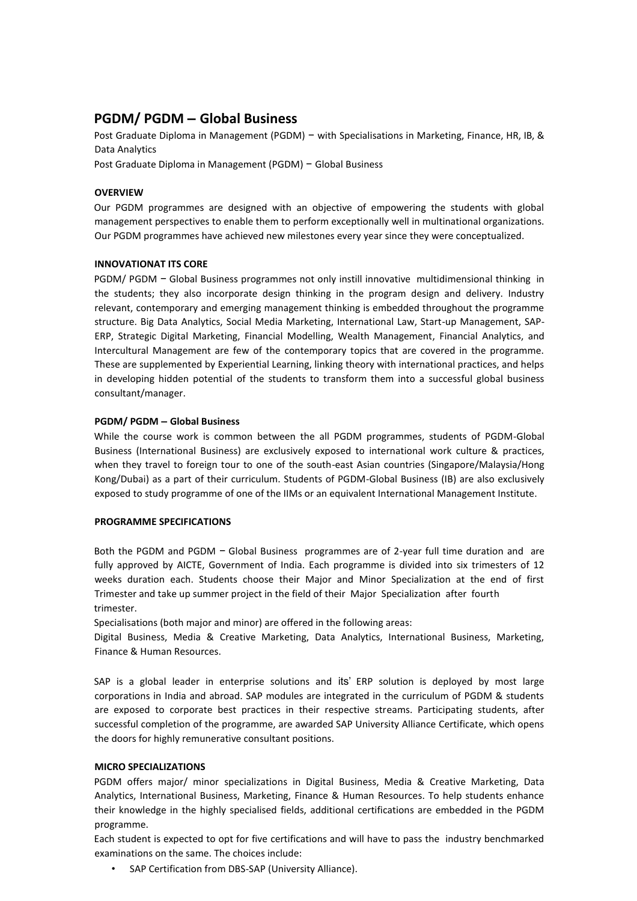## PGDM/ PGDM – Global Business

Post Graduate Diploma in Management (PGDM) – with Specialisations in Marketing, Finance, HR, IB, & Data Analytics

Post Graduate Diploma in Management (PGDM) – Global Business

**OVERVIEW**

Our PGDM programmes are designed with an objective of empowering the students with global management perspectives to enable them to perform exceptionally well in multinational organizations. Our PGDM programmes have achieved new milestones every year since they were conceptualized.

**INNOVATIONAT ITS CORE**

PGDM/ PGDM – Global Business programmes not only instill innovative multidimensional thinking in the students; they also incorporate design thinking in the program design and delivery. Industry relevant, contemporary and emerging management thinking is embedded throughout the programme structure. Big Data Analytics, Social Media Marketing, International Law, Start-up Management, SAP-ERP, Strategic Digital Marketing, Financial Modelling, Wealth Management, Financial Analytics, and Intercultural Management are few of the contemporary topics that are covered in the programme. These are supplemented by Experiential Learning, linking theory with international practices, and helps in developing hidden potential of the students to transform them into a successful global business consultant/manager.

**PGDM/ PGDM – Global Business**

While the course work is common between the all PGDM programmes, students of PGDM-Global Business (International Business) are exclusively exposed to international work culture & practices, when they travel to foreign tour to one of the south-east Asian countries (Singapore/Malaysia/Hong Kong/Dubai) as a part of their curriculum. Students of PGDM-Global Business (IB) are also exclusively exposed to study programme of one of the IIMs or an equivalent International Management Institute.

**PROGRAMME SPECIFICATIONS**

Both the PGDM and PGDM – Global Business programmes are of 2-year full time duration and are fully approved by AICTE, Government of India. Each programme is divided into six trimesters of 12 weeks duration each. Students choose their Major and Minor Specialization at the end of first Trimester and take up summer project in the field of their Major Specialization after fourth trimester.

Specialisations (both major and minor) are offered in the following areas:

Digital Business, Media & Creative Marketing, Data Analytics, International Business, Marketing, Finance & Human Resources.

SAP is a global leader in enterprise solutions and its' ERP solution is deployed by most large corporations in India and abroad. SAP modules are integrated in the curriculum of PGDM & students are exposed to corporate best practices in their respective streams. Participating students, after successful completion of the programme, are awarded SAP University Alliance Certificate, which opens the doors for highly remunerative consultant positions.

**MICRO SPECIALIZATIONS**

PGDM offers major/ minor specializations in Digital Business, Media & Creative Marketing, Data Analytics, International Business, Marketing, Finance & Human Resources. To help students enhance their knowledge in the highly specialised fields, additional certifications are embedded in the PGDM programme.

Each student is expected to opt for five certifications and will have to pass the industry benchmarked examinations on the same. The choices include:

- SAP Certification from DBS-SAP (University Alliance).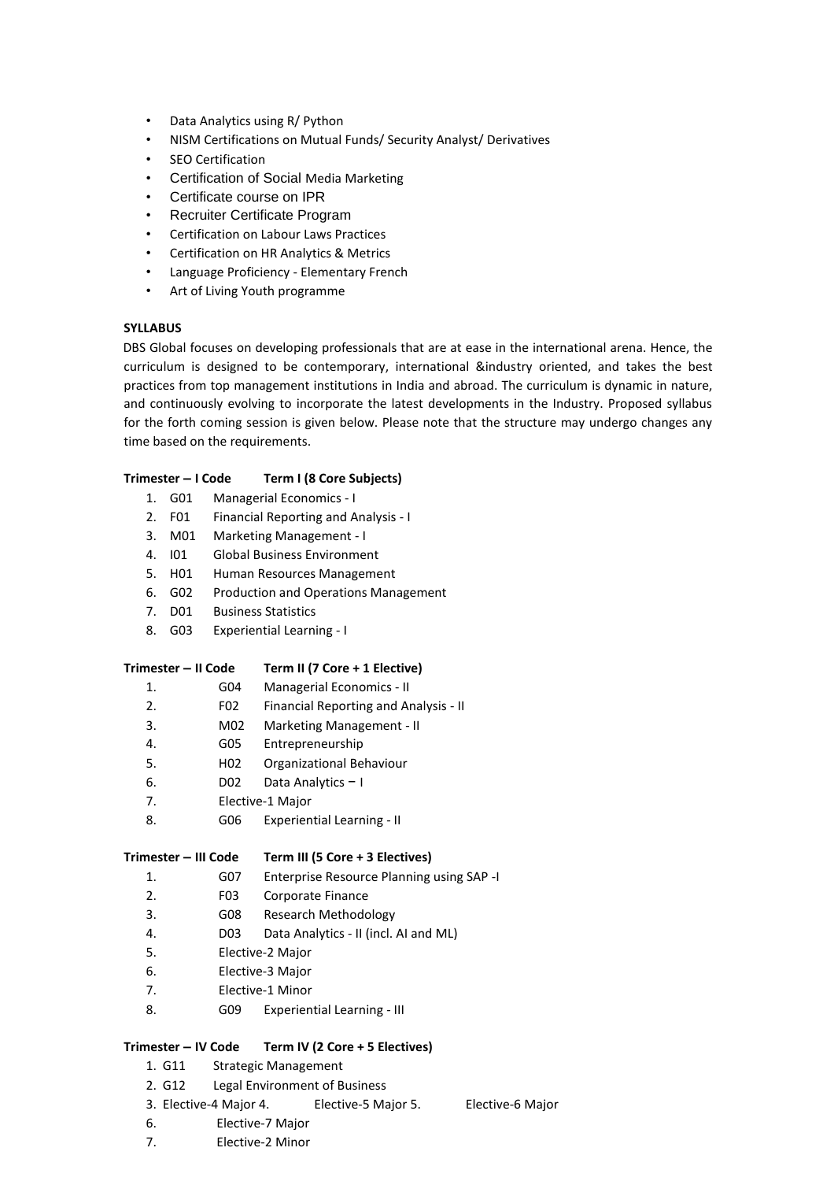- Data Analytics using R/ Python
- NISM Certifications on Mutual Funds/ Security Analyst/ Derivatives
- SEO Certification
- Certification of Social Media Marketing
- Certificate course on IPR
- Recruiter Certificate Program
- Certification on Labour Laws Practices
- Certification on HR Analytics & Metrics
- Language Proficiency - Elementary French
- Art of Living Youth programme

**SYLLABUS**

DBS Global focuses on developing professionals that are at ease in the international arena. Hence, the curriculum is designed to be contemporary, international &industry oriented, and takes the best practices from top management institutions in India and abroad. The curriculum is dynamic in nature, and continuously evolving to incorporate the latest developments in the Industry. Proposed syllabus for the forth coming session is given below. Please note that the structure may undergo changes any time based on the requirements.

**Trimester – I Code Term I (8 Core Subjects)**

1. G01 Managerial Economics - I
2. F01 Financial Reporting and Analysis - I
3. M01 Marketing Management - I
4. I01 Global Business Environment
5. H01 Human Resources Management
6. G02 Production and Operations Management
7. D01 Business Statistics
8. G03 Experiential Learning - I

**Trimester – II Code Term II (7 Core + 1 Elective)**

1. G04 Managerial Economics - II
2. F02 Financial Reporting and Analysis - II
3. M02 Marketing Management - II
4. G05 Entrepreneurship
5. H02 Organizational Behaviour
6. D02 Data Analytics – I
7. Elective-1 Major
8. G06 Experiential Learning - II

**Trimester – III Code Term III (5 Core + 3 Electives)**

1. G07 Enterprise Resource Planning using SAP -I
2. F03 Corporate Finance
3. G08 Research Methodology
4. D03 Data Analytics - II (incl. AI and ML)
5. Elective-2 Major
6. Elective-3 Major
7. Elective-1 Minor
8. G09 Experiential Learning - III

**Trimester – IV Code Term IV (2 Core + 5 Electives)**

1. G11 Strategic Management
2. G12 Legal Environment of Business
3. Elective-4 Major
4. Elective-5 Major
5. Elective-6 Major
6. Elective-7 Major
7. Elective-2 Minor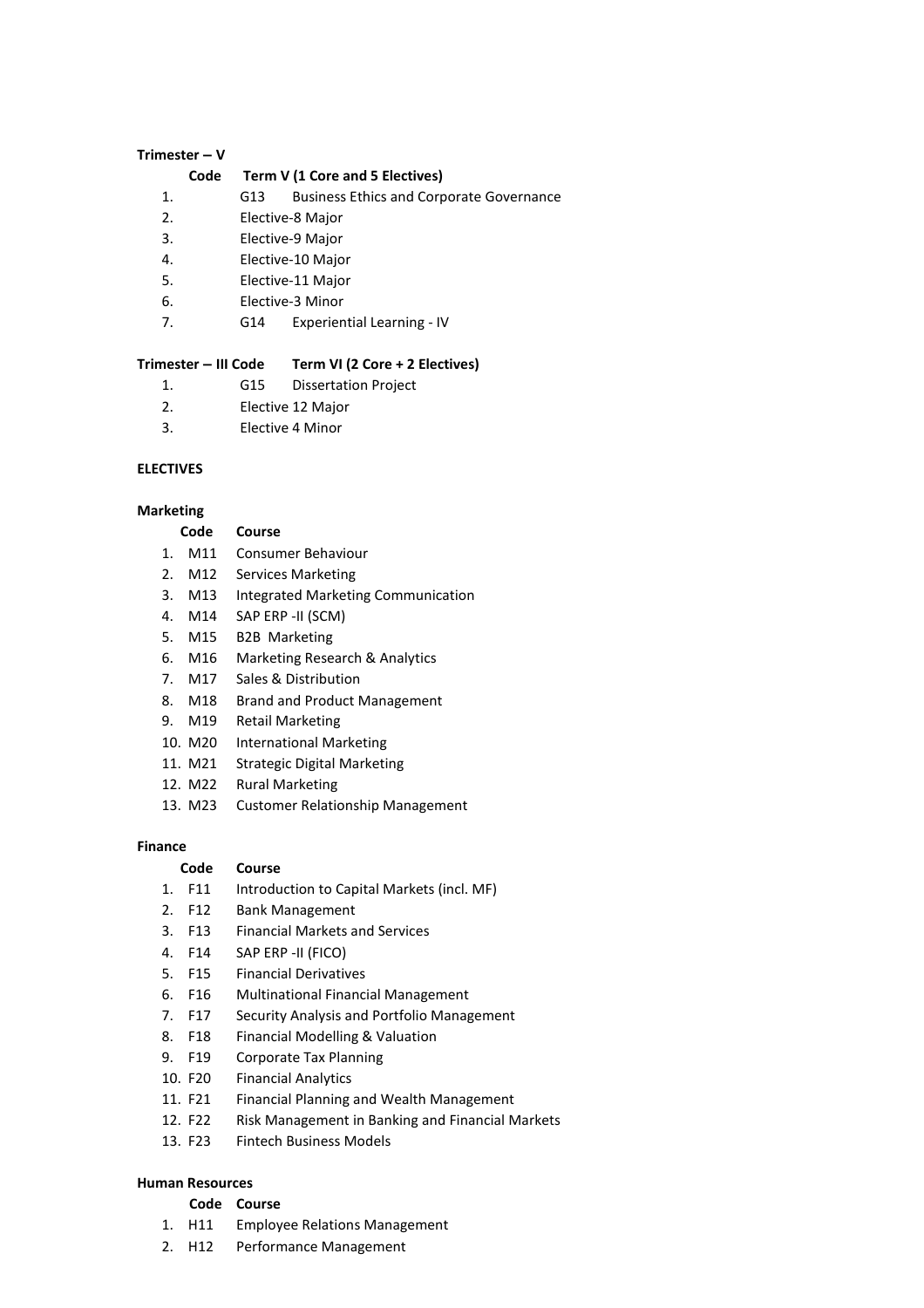**Trimester – V**

| | Code | Term V (1 Core and 5 Electives) |
|---|---|---|
| 1. | G13 | Business Ethics and Corporate Governance |
| 2. | | Elective-8 Major |
| 3. | | Elective-9 Major |
| 4. | | Elective-10 Major |
| 5. | | Elective-11 Major |
| 6. | | Elective-3 Minor |
| 7. | G14 | Experiential Learning - IV |

**Trimester – III Code Term VI (2 Core + 2 Electives)**

| | Code | Term VI (2 Core + 2 Electives) |
|---|---|---|
| 1. | G15 | Dissertation Project |
| 2. | | Elective 12 Major |
| 3. | | Elective 4 Minor |

**ELECTIVES**

**Marketing**

| | Code | Course |
|---|---|---|
| 1. | M11 | Consumer Behaviour |
| 2. | M12 | Services Marketing |
| 3. | M13 | Integrated Marketing Communication |
| 4. | M14 | SAP ERP -II (SCM) |
| 5. | M15 | B2B Marketing |
| 6. | M16 | Marketing Research & Analytics |
| 7. | M17 | Sales & Distribution |
| 8. | M18 | Brand and Product Management |
| 9. | M19 | Retail Marketing |
| 10. | M20 | International Marketing |
| 11. | M21 | Strategic Digital Marketing |
| 12. | M22 | Rural Marketing |
| 13. | M23 | Customer Relationship Management |

**Finance**

| | Code | Course |
|---|---|---|
| 1. | F11 | Introduction to Capital Markets (incl. MF) |
| 2. | F12 | Bank Management |
| 3. | F13 | Financial Markets and Services |
| 4. | F14 | SAP ERP -II (FICO) |
| 5. | F15 | Financial Derivatives |
| 6. | F16 | Multinational Financial Management |
| 7. | F17 | Security Analysis and Portfolio Management |
| 8. | F18 | Financial Modelling & Valuation |
| 9. | F19 | Corporate Tax Planning |
| 10. | F20 | Financial Analytics |
| 11. | F21 | Financial Planning and Wealth Management |
| 12. | F22 | Risk Management in Banking and Financial Markets |
| 13. | F23 | Fintech Business Models |

**Human Resources**

| | Code | Course |
|---|---|---|
| 1. | H11 | Employee Relations Management |
| 2. | H12 | Performance Management |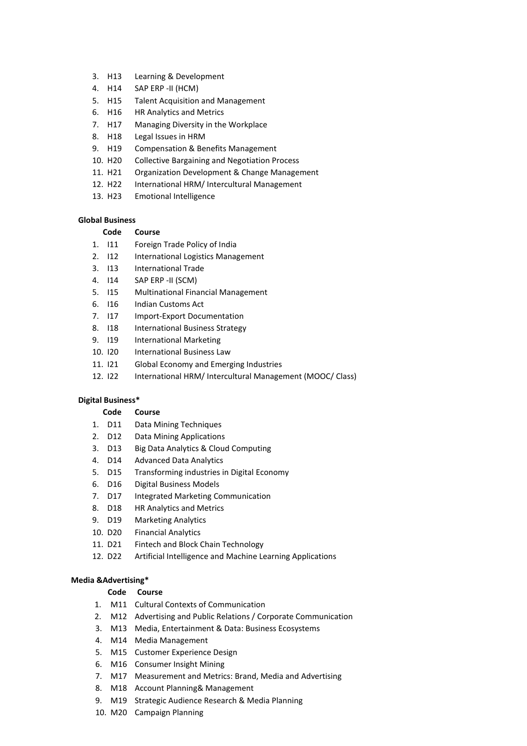| No. | Code | Course |
|---|---|---|
| 3. | H13 | Learning & Development |
| 4. | H14 | SAP ERP -II (HCM) |
| 5. | H15 | Talent Acquisition and Management |
| 6. | H16 | HR Analytics and Metrics |
| 7. | H17 | Managing Diversity in the Workplace |
| 8. | H18 | Legal Issues in HRM |
| 9. | H19 | Compensation & Benefits Management |
| 10. | H20 | Collective Bargaining and Negotiation Process |
| 11. | H21 | Organization Development & Change Management |
| 12. | H22 | International HRM/ Intercultural Management |
| 13. | H23 | Emotional Intelligence |

**Global Business**

| No. | Code | Course |
|---|---|---|
| 1. | I11 | Foreign Trade Policy of India |
| 2. | I12 | International Logistics Management |
| 3. | I13 | International Trade |
| 4. | I14 | SAP ERP -II (SCM) |
| 5. | I15 | Multinational Financial Management |
| 6. | I16 | Indian Customs Act |
| 7. | I17 | Import-Export Documentation |
| 8. | I18 | International Business Strategy |
| 9. | I19 | International Marketing |
| 10. | I20 | International Business Law |
| 11. | I21 | Global Economy and Emerging Industries |
| 12. | I22 | International HRM/ Intercultural Management (MOOC/ Class) |

**Digital Business***

| No. | Code | Course |
|---|---|---|
| 1. | D11 | Data Mining Techniques |
| 2. | D12 | Data Mining Applications |
| 3. | D13 | Big Data Analytics & Cloud Computing |
| 4. | D14 | Advanced Data Analytics |
| 5. | D15 | Transforming industries in Digital Economy |
| 6. | D16 | Digital Business Models |
| 7. | D17 | Integrated Marketing Communication |
| 8. | D18 | HR Analytics and Metrics |
| 9. | D19 | Marketing Analytics |
| 10. | D20 | Financial Analytics |
| 11. | D21 | Fintech and Block Chain Technology |
| 12. | D22 | Artificial Intelligence and Machine Learning Applications |

**Media &Advertising***

| No. | Code | Course |
|---|---|---|
| 1. | M11 | Cultural Contexts of Communication |
| 2. | M12 | Advertising and Public Relations / Corporate Communication |
| 3. | M13 | Media, Entertainment & Data: Business Ecosystems |
| 4. | M14 | Media Management |
| 5. | M15 | Customer Experience Design |
| 6. | M16 | Consumer Insight Mining |
| 7. | M17 | Measurement and Metrics: Brand, Media and Advertising |
| 8. | M18 | Account Planning& Management |
| 9. | M19 | Strategic Audience Research & Media Planning |
| 10. | M20 | Campaign Planning |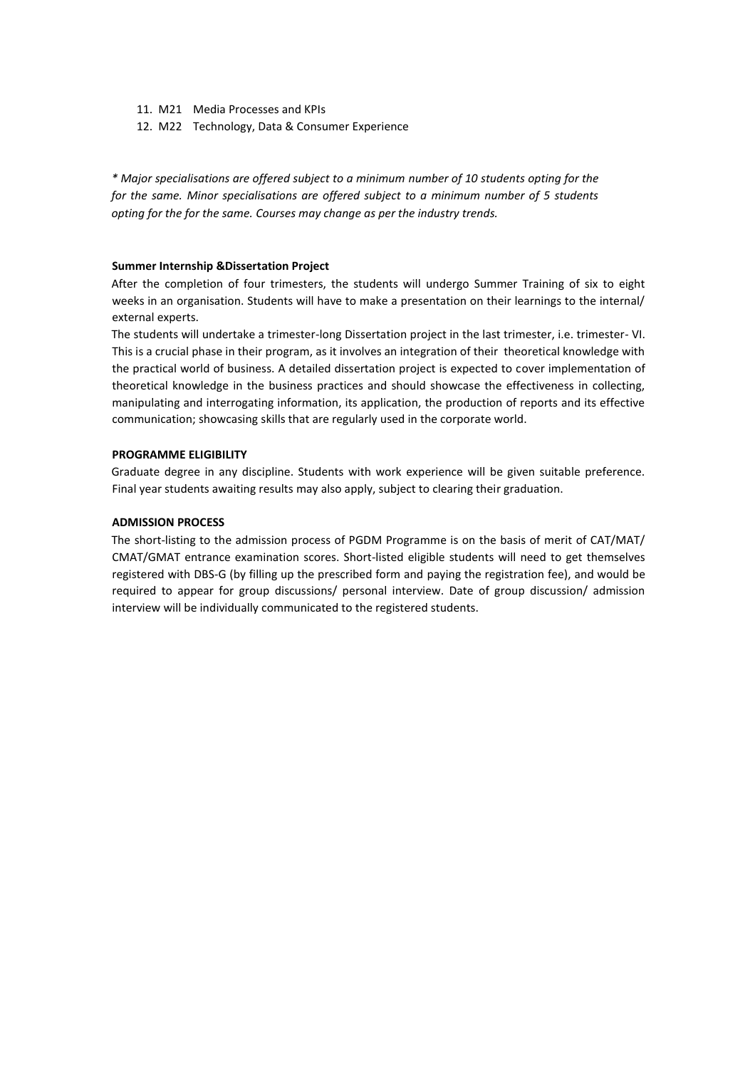11. M21 Media Processes and KPIs
12. M22 Technology, Data & Consumer Experience

*\* Major specialisations are offered subject to a minimum number of 10 students opting for the for the same. Minor specialisations are offered subject to a minimum number of 5 students opting for the for the same. Courses may change as per the industry trends.*

**Summer Internship &Dissertation Project**

After the completion of four trimesters, the students will undergo Summer Training of six to eight weeks in an organisation. Students will have to make a presentation on their learnings to the internal/ external experts.

The students will undertake a trimester-long Dissertation project in the last trimester, i.e. trimester- VI. This is a crucial phase in their program, as it involves an integration of their theoretical knowledge with the practical world of business. A detailed dissertation project is expected to cover implementation of theoretical knowledge in the business practices and should showcase the effectiveness in collecting, manipulating and interrogating information, its application, the production of reports and its effective communication; showcasing skills that are regularly used in the corporate world.

**PROGRAMME ELIGIBILITY**

Graduate degree in any discipline. Students with work experience will be given suitable preference. Final year students awaiting results may also apply, subject to clearing their graduation.

**ADMISSION PROCESS**

The short-listing to the admission process of PGDM Programme is on the basis of merit of CAT/MAT/ CMAT/GMAT entrance examination scores. Short-listed eligible students will need to get themselves registered with DBS-G (by filling up the prescribed form and paying the registration fee), and would be required to appear for group discussions/ personal interview. Date of group discussion/ admission interview will be individually communicated to the registered students.